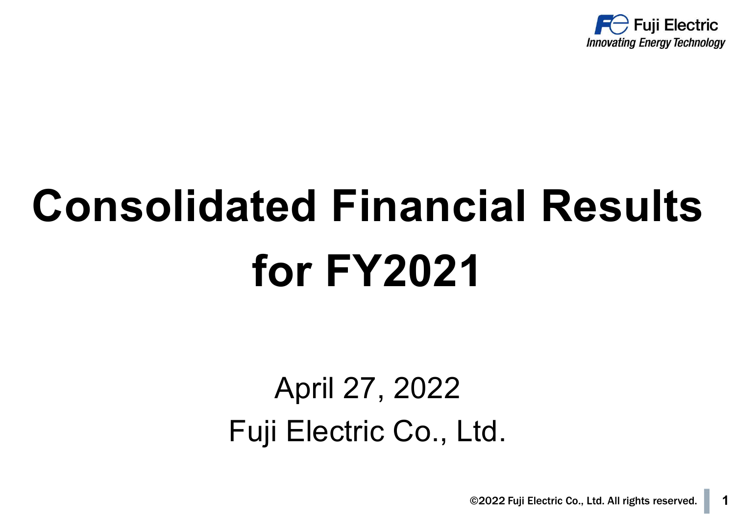# Consolidated Financial Results for FY2021

April 27, 2022

Fuji Electric Co., Ltd.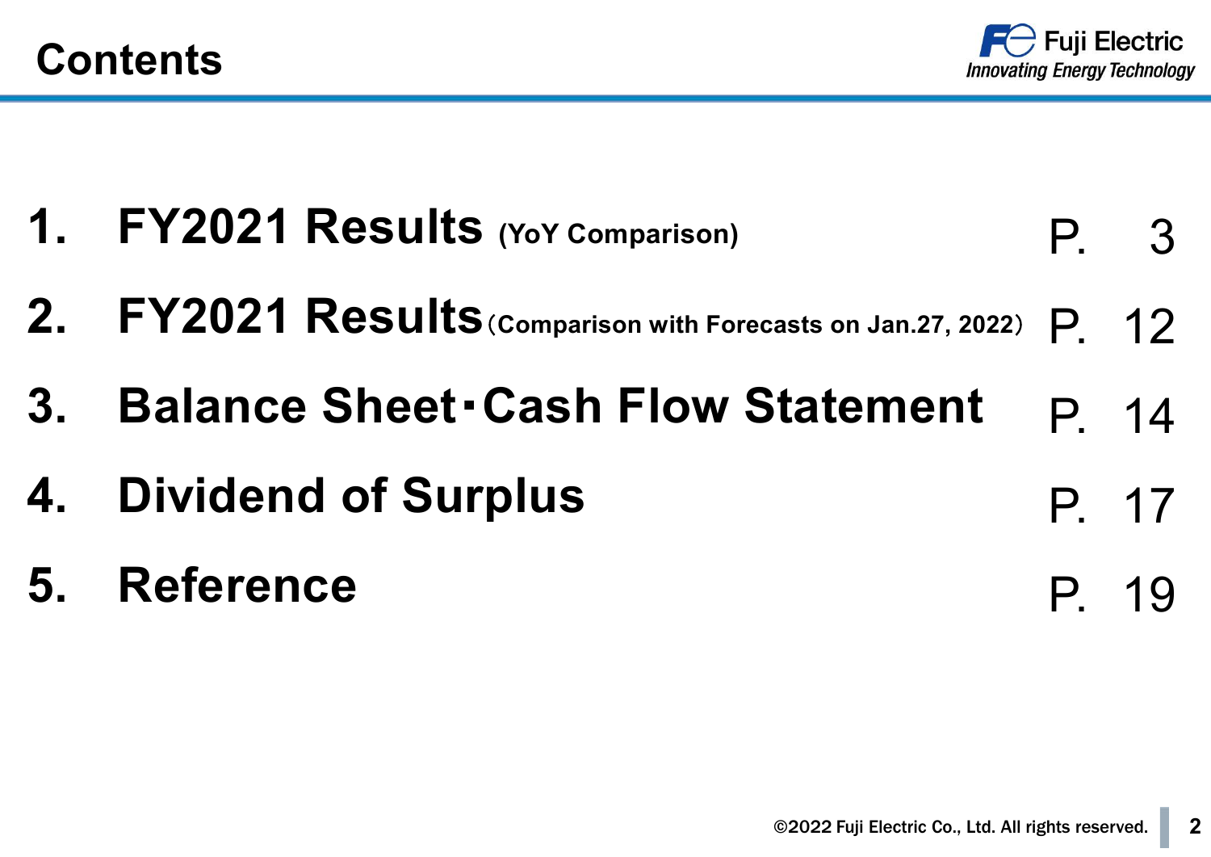# Contents

| | | |
|---|---|---|
| 1. | **FY2021 Results** (YoY Comparison) | P. 3 |
| 2. | **FY2021 Results**（Comparison with Forecasts on Jan.27, 2022） | P. 12 |
| 3. | **Balance Sheet･Cash Flow Statement** | P. 14 |
| 4. | **Dividend of Surplus** | P. 17 |
| 5. | **Reference** | P. 19 |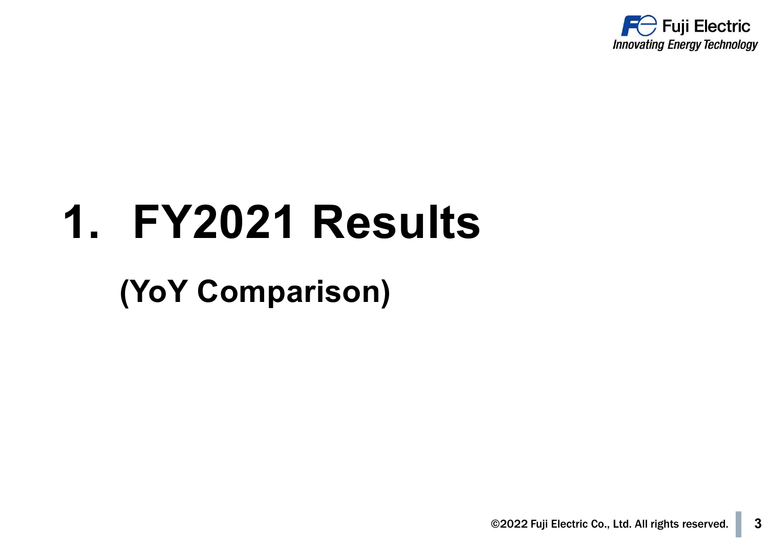# 1. FY2021 Results

## (YoY Comparison)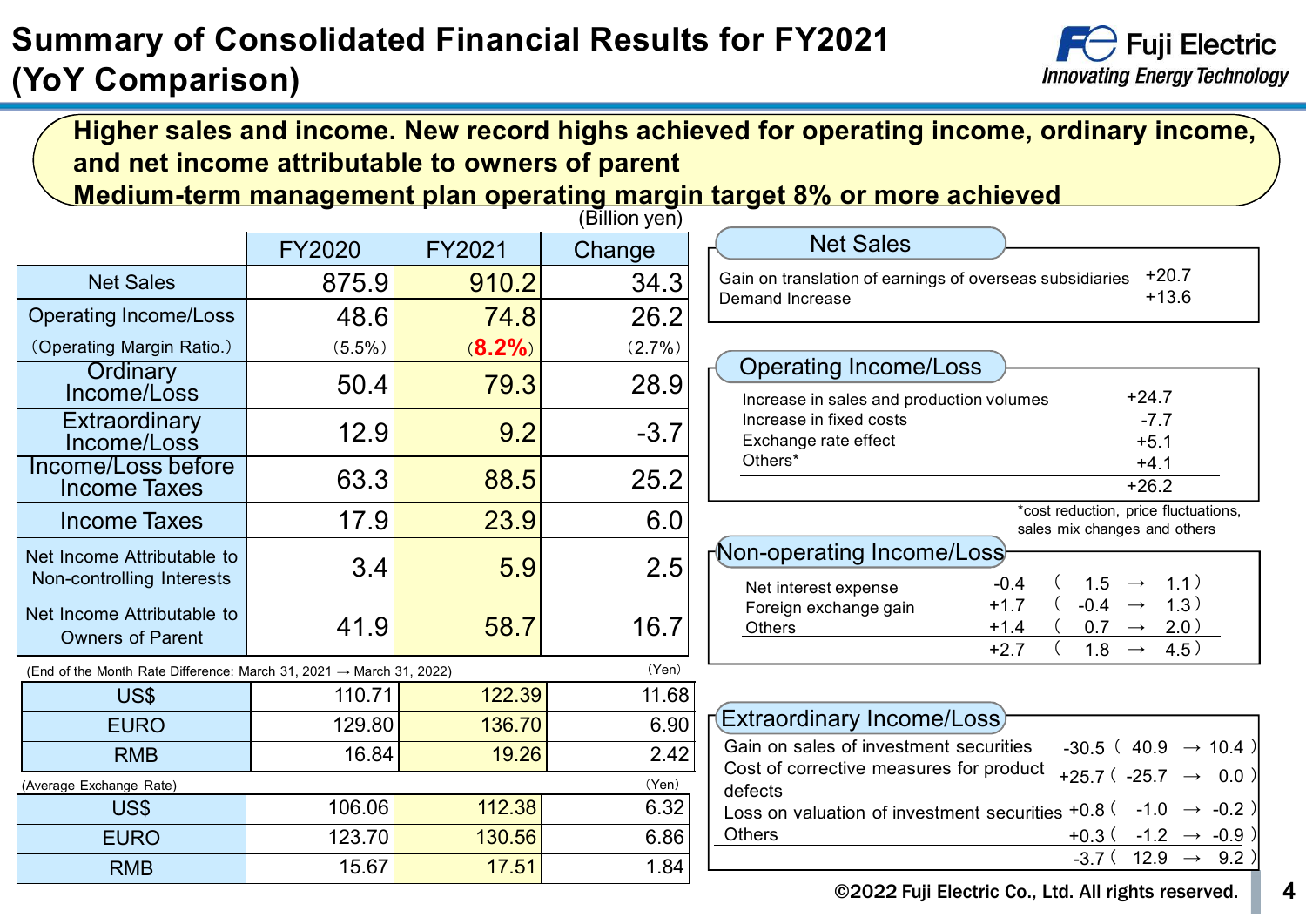# Summary of Consolidated Financial Results for FY2021 (YoY Comparison)

**Higher sales and income. New record highs achieved for operating income, ordinary income, and net income attributable to owners of parent**

**Medium-term management plan operating margin target 8% or more achieved**

(Billion yen)

| | FY2020 | FY2021 | Change |
|---|---|---|---|
| Net Sales | 875.9 | 910.2 | 34.3 |
| Operating Income/Loss | 48.6 | 74.8 | 26.2 |
| (Operating Margin Ratio.) | (5.5%) | (**8.2%**) | (2.7%) |
| Ordinary Income/Loss | 50.4 | 79.3 | 28.9 |
| Extraordinary Income/Loss | 12.9 | 9.2 | -3.7 |
| Income/Loss before Income Taxes | 63.3 | 88.5 | 25.2 |
| Income Taxes | 17.9 | 23.9 | 6.0 |
| Net Income Attributable to Non-controlling Interests | 3.4 | 5.9 | 2.5 |
| Net Income Attributable to Owners of Parent | 41.9 | 58.7 | 16.7 |

(End of the Month Rate Difference: March 31, 2021 → March 31, 2022) (Yen)

| | | | |
|---|---|---|---|
| US$ | 110.71 | 122.39 | 11.68 |
| EURO | 129.80 | 136.70 | 6.90 |
| RMB | 16.84 | 19.26 | 2.42 |

(Average Exchange Rate) (Yen)

| | | | |
|---|---|---|---|
| US$ | 106.06 | 112.38 | 6.32 |
| EURO | 123.70 | 130.56 | 6.86 |
| RMB | 15.67 | 17.51 | 1.84 |

## Net Sales

| | |
|---|---|
| Gain on translation of earnings of overseas subsidiaries | +20.7 |
| Demand Increase | +13.6 |

## Operating Income/Loss

| | |
|---|---|
| Increase in sales and production volumes | +24.7 |
| Increase in fixed costs | -7.7 |
| Exchange rate effect | +5.1 |
| Others* | +4.1 |
| | +26.2 |

*cost reduction, price fluctuations, sales mix changes and others

## Non-operating Income/Loss

| | | |
|---|---|---|
| Net interest expense | -0.4 | ( 1.5 → 1.1 ) |
| Foreign exchange gain | +1.7 | ( -0.4 → 1.3 ) |
| Others | +1.4 | ( 0.7 → 2.0 ) |
| | +2.7 | ( 1.8 → 4.5 ) |

## Extraordinary Income/Loss

| | | |
|---|---|---|
| Gain on sales of investment securities | -30.5 | ( 40.9 → 10.4 ) |
| Cost of corrective measures for product defects | +25.7 | ( -25.7 → 0.0 ) |
| Loss on valuation of investment securities | +0.8 | ( -1.0 → -0.2 ) |
| Others | +0.3 | ( -1.2 → -0.9 ) |
| | -3.7 | ( 12.9 → 9.2 ) |

©2022 Fuji Electric Co., Ltd. All rights reserved.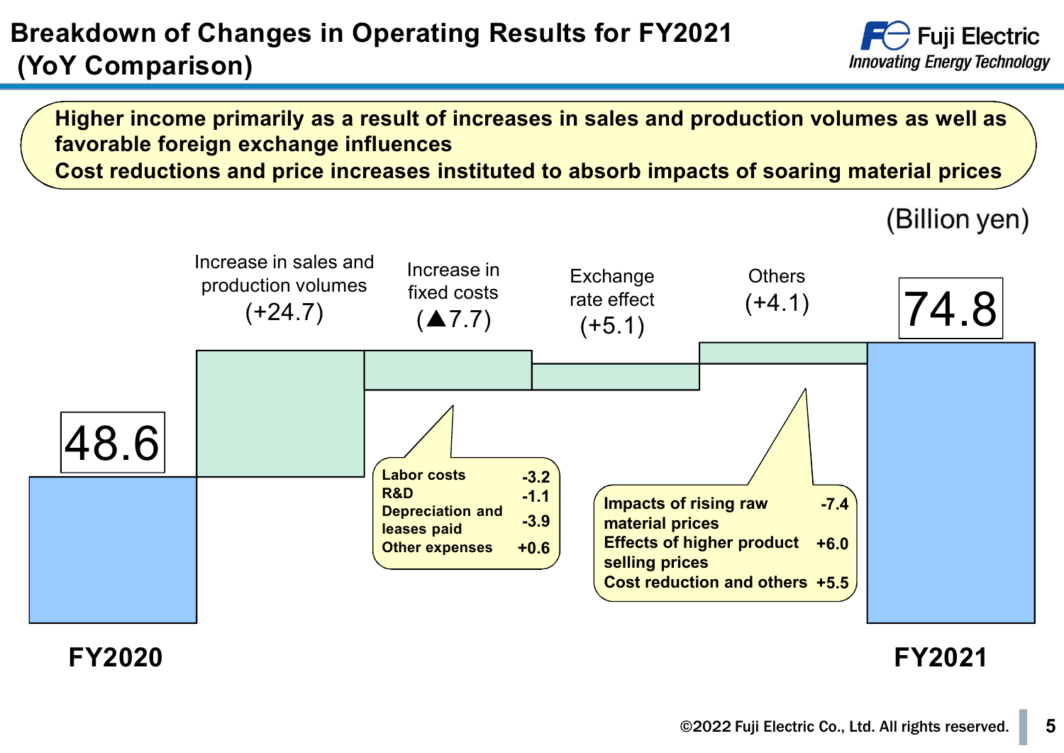# Breakdown of Changes in Operating Results for FY2021 (YoY Comparison)

**Higher income primarily as a result of increases in sales and production volumes as well as favorable foreign exchange influences**
**Cost reductions and price increases instituted to absorb impacts of soaring material prices**

(Billion yen)

| FY2020 | Increase in sales and production volumes | Increase in fixed costs | Exchange rate effect | Others | FY2021 |
|---|---|---|---|---|---|
| 48.6 | (+24.7) | (▲7.7) | (+5.1) | (+4.1) | 74.8 |

**Increase in fixed costs breakdown:**

| Item | Amount |
|---|---|
| Labor costs | -3.2 |
| R&D | -1.1 |
| Depreciation and leases paid | -3.9 |
| Other expenses | +0.6 |

**Others breakdown:**

| Item | Amount |
|---|---|
| Impacts of rising raw material prices | -7.4 |
| Effects of higher product selling prices | +6.0 |
| Cost reduction and others | +5.5 |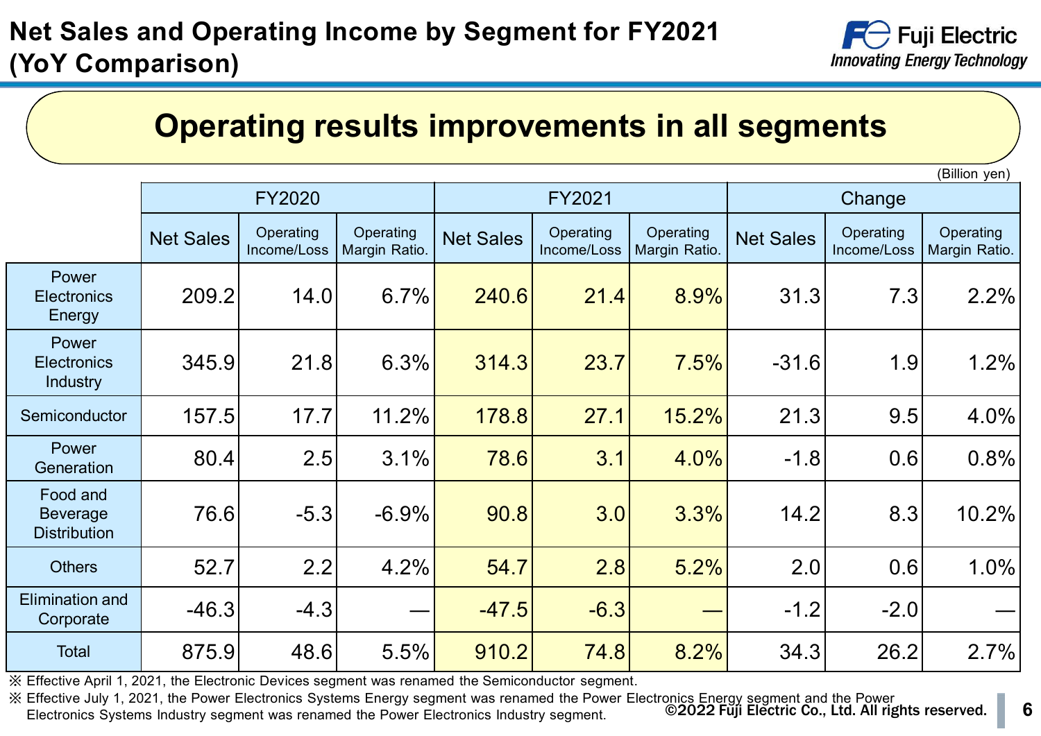# Net Sales and Operating Income by Segment for FY2021 (YoY Comparison)

## Operating results improvements in all segments

(Billion yen)

| | FY2020 | | | FY2021 | | | Change | | |
|---|---|---|---|---|---|---|---|---|---|
| | Net Sales | Operating Income/Loss | Operating Margin Ratio. | Net Sales | Operating Income/Loss | Operating Margin Ratio. | Net Sales | Operating Income/Loss | Operating Margin Ratio. |
| Power Electronics Energy | 209.2 | 14.0 | 6.7% | 240.6 | 21.4 | 8.9% | 31.3 | 7.3 | 2.2% |
| Power Electronics Industry | 345.9 | 21.8 | 6.3% | 314.3 | 23.7 | 7.5% | -31.6 | 1.9 | 1.2% |
| Semiconductor | 157.5 | 17.7 | 11.2% | 178.8 | 27.1 | 15.2% | 21.3 | 9.5 | 4.0% |
| Power Generation | 80.4 | 2.5 | 3.1% | 78.6 | 3.1 | 4.0% | -1.8 | 0.6 | 0.8% |
| Food and Beverage Distribution | 76.6 | -5.3 | -6.9% | 90.8 | 3.0 | 3.3% | 14.2 | 8.3 | 10.2% |
| Others | 52.7 | 2.2 | 4.2% | 54.7 | 2.8 | 5.2% | 2.0 | 0.6 | 1.0% |
| Elimination and Corporate | -46.3 | -4.3 | — | -47.5 | -6.3 | — | -1.2 | -2.0 | — |
| Total | 875.9 | 48.6 | 5.5% | 910.2 | 74.8 | 8.2% | 34.3 | 26.2 | 2.7% |

※ Effective April 1, 2021, the Electronic Devices segment was renamed the Semiconductor segment.

※ Effective July 1, 2021, the Power Electronics Systems Energy segment was renamed the Power Electronics Energy segment and the Power Electronics Systems Industry segment was renamed the Power Electronics Industry segment.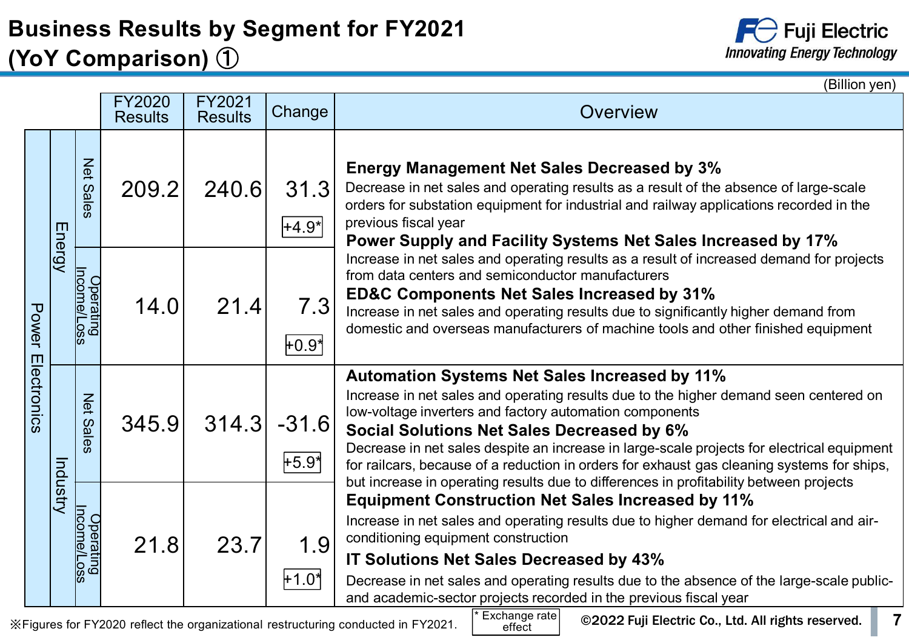# Business Results by Segment for FY2021 (YoY Comparison) ①

(Billion yen)

| | | | FY2020 Results | FY2021 Results | Change | Overview |
|---|---|---|---|---|---|---|
| Power Electronics | Energy | Net Sales | 209.2 | 240.6 | 31.3 (+4.9*) | **Energy Management Net Sales Decreased by 3%** Decrease in net sales and operating results as a result of the absence of large-scale orders for substation equipment for industrial and railway applications recorded in the previous fiscal year **Power Supply and Facility Systems Net Sales Increased by 17%** Increase in net sales and operating results as a result of increased demand for projects from data centers and semiconductor manufacturers **ED&C Components Net Sales Increased by 31%** Increase in net sales and operating results due to significantly higher demand from domestic and overseas manufacturers of machine tools and other finished equipment |
| | | Operating Income/Loss | 14.0 | 21.4 | 7.3 (+0.9*) | |
| | Industry | Net Sales | 345.9 | 314.3 | -31.6 (+5.9*) | **Automation Systems Net Sales Increased by 11%** Increase in net sales and operating results due to the higher demand seen centered on low-voltage inverters and factory automation components **Social Solutions Net Sales Decreased by 6%** Decrease in net sales despite an increase in large-scale projects for electrical equipment for railcars, because of a reduction in orders for exhaust gas cleaning systems for ships, but increase in operating results due to differences in profitability between projects **Equipment Construction Net Sales Increased by 11%** Increase in net sales and operating results due to higher demand for electrical and air-conditioning equipment construction **IT Solutions Net Sales Decreased by 43%** Decrease in net sales and operating results due to the absence of the large-scale public- and academic-sector projects recorded in the previous fiscal year |
| | | Operating Income/Loss | 21.8 | 23.7 | 1.9 (+1.0*) | |

※Figures for FY2020 reflect the organizational restructuring conducted in FY2021.

\* Exchange rate effect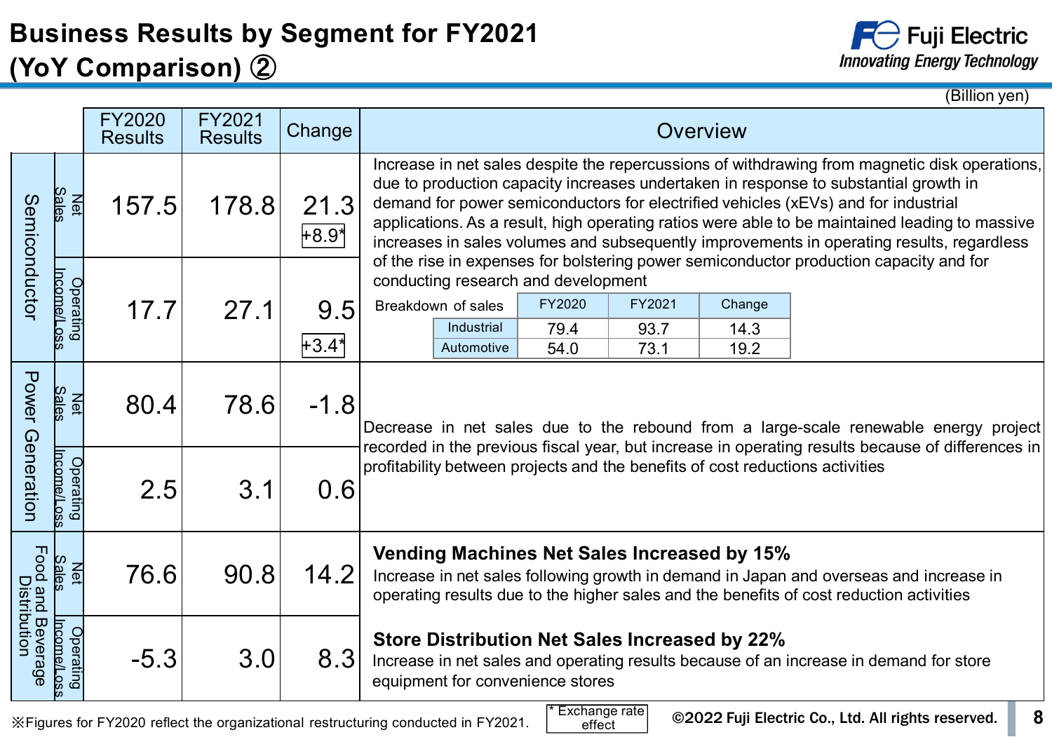# Business Results by Segment for FY2021 (YoY Comparison) ②

(Billion yen)

| Segment | | FY2020 Results | FY2021 Results | Change | Overview |
|---|---|---|---|---|---|
| Semiconductor | Net Sales | 157.5 | 178.8 | 21.3 (+8.9*) | Increase in net sales despite the repercussions of withdrawing from magnetic disk operations, due to production capacity increases undertaken in response to substantial growth in demand for power semiconductors for electrified vehicles (xEVs) and for industrial applications. As a result, high operating ratios were able to be maintained leading to massive increases in sales volumes and subsequently improvements in operating results, regardless of the rise in expenses for bolstering power semiconductor production capacity and for conducting research and development |
| | Operating Income/Loss | 17.7 | 27.1 | 9.5 (+3.4*) | |
| Power Generation | Net Sales | 80.4 | 78.6 | -1.8 | Decrease in net sales due to the rebound from a large-scale renewable energy project recorded in the previous fiscal year, but increase in operating results because of differences in profitability between projects and the benefits of cost reductions activities |
| | Operating Income/Loss | 2.5 | 3.1 | 0.6 | |
| Food and Beverage Distribution | Net Sales | 76.6 | 90.8 | 14.2 | **Vending Machines Net Sales Increased by 15%** Increase in net sales following growth in demand in Japan and overseas and increase in operating results due to the higher sales and the benefits of cost reduction activities |
| | Operating Income/Loss | -5.3 | 3.0 | 8.3 | **Store Distribution Net Sales Increased by 22%** Increase in net sales and operating results because of an increase in demand for store equipment for convenience stores |

Semiconductor – Breakdown of sales

| Breakdown of sales | FY2020 | FY2021 | Change |
|---|---|---|---|
| Industrial | 79.4 | 93.7 | 14.3 |
| Automotive | 54.0 | 73.1 | 19.2 |

※Figures for FY2020 reflect the organizational restructuring conducted in FY2021.

* Exchange rate effect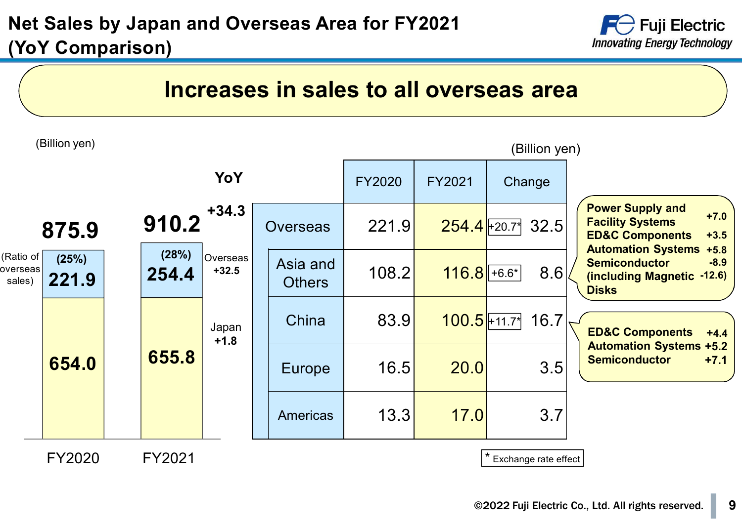# Net Sales by Japan and Overseas Area for FY2021 (YoY Comparison)

## Increases in sales to all overseas area

(Billion yen)

| | FY2020 | FY2021 | YoY |
|---|---|---|---|
| Total | 875.9 | 910.2 | +34.3 |
| Overseas (Ratio of overseas sales) | 221.9 (25%) | 254.4 (28%) | +32.5 |
| Japan | 654.0 | 655.8 | +1.8 |

(Billion yen)

| | | FY2020 | FY2021 | Change |
|---|---|---|---|---|
| Overseas | | 221.9 | 254.4 | [+20.7*] 32.5 |
| | Asia and Others | 108.2 | 116.8 | [+6.6*] 8.6 |
| | China | 83.9 | 100.5 | [+11.7*] 16.7 |
| | Europe | 16.5 | 20.0 | 3.5 |
| | Americas | 13.3 | 17.0 | 3.7 |

\* Exchange rate effect

**Asia and Others:**
- Power Supply and Facility Systems +7.0
- ED&C Components +3.5
- Automation Systems +5.8
- Semiconductor -8.9 (including Magnetic Disks -12.6)

**China:**
- ED&C Components +4.4
- Automation Systems +5.2
- Semiconductor +7.1

©2022 Fuji Electric Co., Ltd. All rights reserved.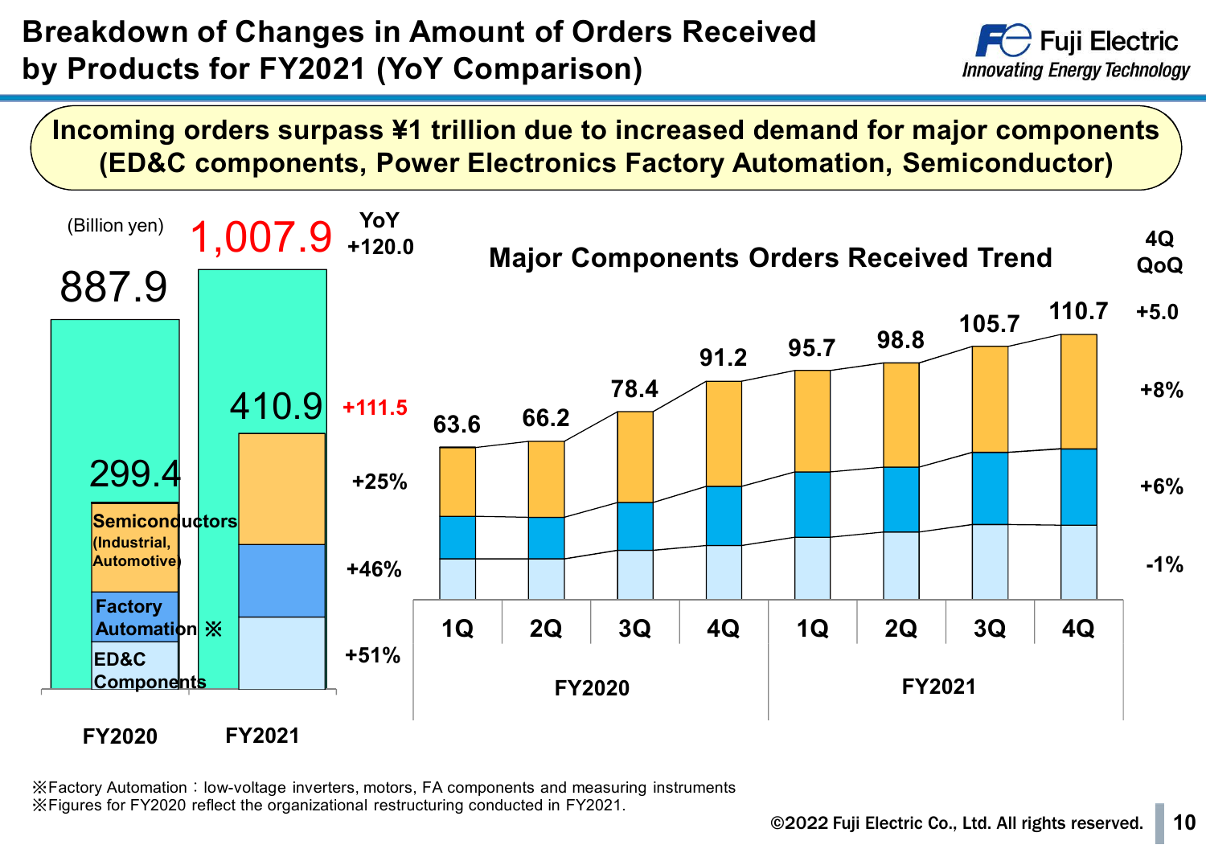# Breakdown of Changes in Amount of Orders Received by Products for FY2021 (YoY Comparison)

**Incoming orders surpass ¥1 trillion due to increased demand for major components (ED&C components, Power Electronics Factory Automation, Semiconductor)**

(Billion yen)

| | FY2020 | FY2021 | YoY |
|---|---|---|---|
| Total | 887.9 | 1,007.9 | +120.0 |
| Major components | 299.4 | 410.9 | +111.5 |
| Semiconductors (Industrial, Automotive) | | | +25% |
| Factory Automation ※ | | | +46% |
| ED&C Components | | | +51% |

## Major Components Orders Received Trend

| | FY2020 1Q | FY2020 2Q | FY2020 3Q | FY2020 4Q | FY2021 1Q | FY2021 2Q | FY2021 3Q | FY2021 4Q | 4Q QoQ |
|---|---|---|---|---|---|---|---|---|---|
| Total | 63.6 | 66.2 | 78.4 | 91.2 | 95.7 | 98.8 | 105.7 | 110.7 | +5.0 |
| Semiconductors | | | | | | | | | +8% |
| Factory Automation | | | | | | | | | +6% |
| ED&C Components | | | | | | | | | -1% |

※Factory Automation：low-voltage inverters, motors, FA components and measuring instruments
※Figures for FY2020 reflect the organizational restructuring conducted in FY2021.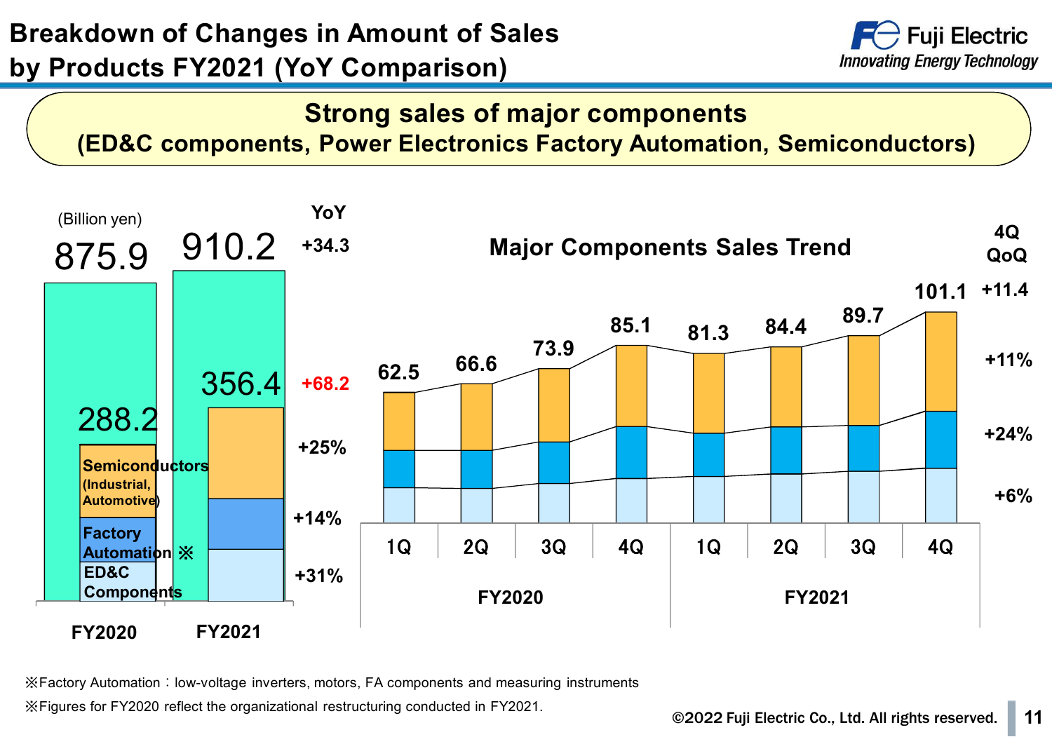# Breakdown of Changes in Amount of Sales by Products FY2021 (YoY Comparison)

**Strong sales of major components**
**(ED&C components, Power Electronics Factory Automation, Semiconductors)**

(Billion yen)

| | FY2020 | FY2021 | YoY |
|---|---|---|---|
| Total | 875.9 | 910.2 | +34.3 |
| Major components | 288.2 | 356.4 | +68.2 |
| Semiconductors (Industrial, Automotive) | | | +25% |
| Factory Automation ※ | | | +14% |
| ED&C Components | | | +31% |

**Major Components Sales Trend**

| | FY2020 1Q | FY2020 2Q | FY2020 3Q | FY2020 4Q | FY2021 1Q | FY2021 2Q | FY2021 3Q | FY2021 4Q | 4Q QoQ |
|---|---|---|---|---|---|---|---|---|---|
| Total | 62.5 | 66.6 | 73.9 | 85.1 | 81.3 | 84.4 | 89.7 | 101.1 | +11.4 |
| Semiconductors | | | | | | | | | +11% |
| Factory Automation | | | | | | | | | +24% |
| ED&C Components | | | | | | | | | +6% |

※Factory Automation：low-voltage inverters, motors, FA components and measuring instruments

※Figures for FY2020 reflect the organizational restructuring conducted in FY2021.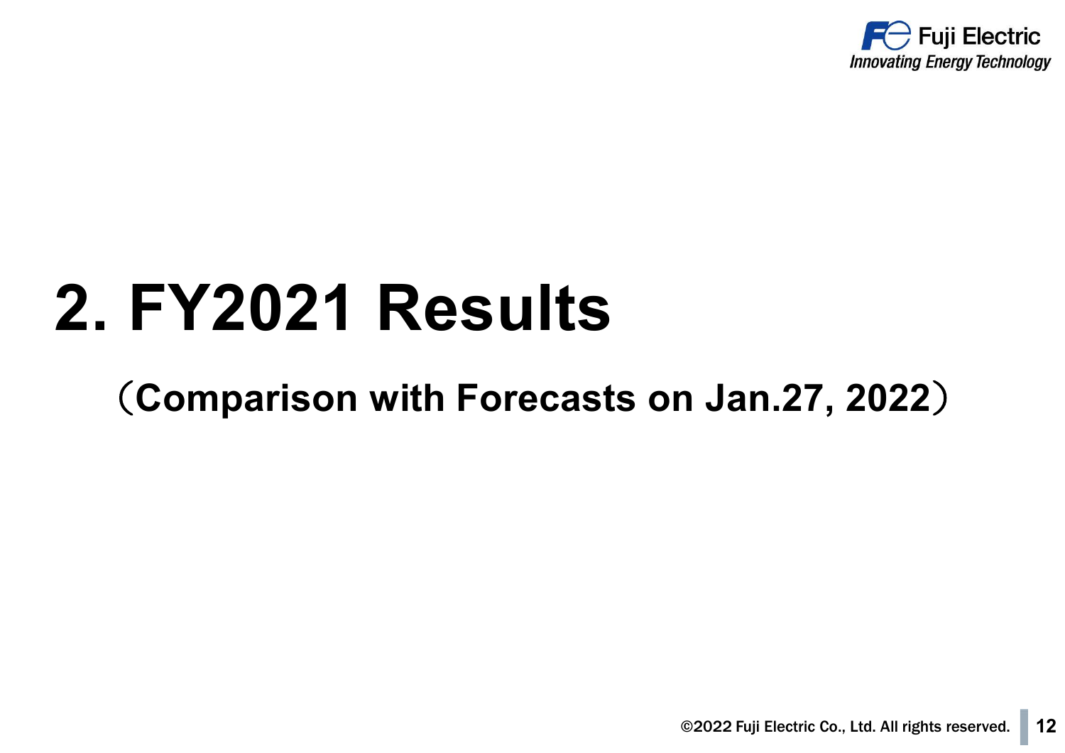# 2. FY2021 Results

## （Comparison with Forecasts on Jan.27, 2022）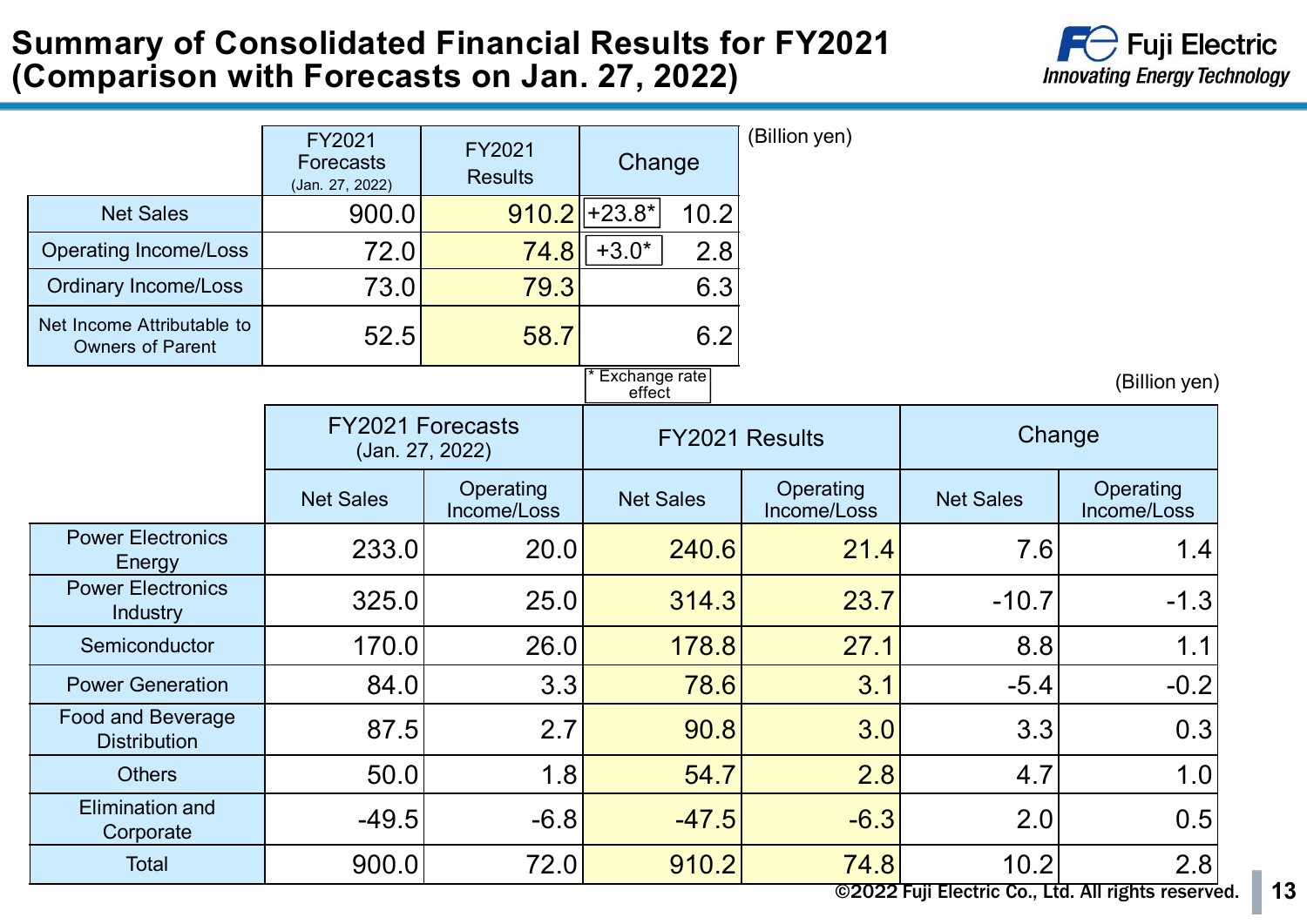# Summary of Consolidated Financial Results for FY2021 (Comparison with Forecasts on Jan. 27, 2022)

Fuji Electric
Innovating Energy Technology

(Billion yen)

| | FY2021 Forecasts (Jan. 27, 2022) | FY2021 Results | Change | |
|---|---|---|---|---|
| Net Sales | 900.0 | 910.2 | +23.8* | 10.2 |
| Operating Income/Loss | 72.0 | 74.8 | +3.0* | 2.8 |
| Ordinary Income/Loss | 73.0 | 79.3 | | 6.3 |
| Net Income Attributable to Owners of Parent | 52.5 | 58.7 | | 6.2 |

\* Exchange rate effect

(Billion yen)

| | FY2021 Forecasts (Jan. 27, 2022) | | FY2021 Results | | Change | |
|---|---|---|---|---|---|---|
| | Net Sales | Operating Income/Loss | Net Sales | Operating Income/Loss | Net Sales | Operating Income/Loss |
| Power Electronics Energy | 233.0 | 20.0 | 240.6 | 21.4 | 7.6 | 1.4 |
| Power Electronics Industry | 325.0 | 25.0 | 314.3 | 23.7 | -10.7 | -1.3 |
| Semiconductor | 170.0 | 26.0 | 178.8 | 27.1 | 8.8 | 1.1 |
| Power Generation | 84.0 | 3.3 | 78.6 | 3.1 | -5.4 | -0.2 |
| Food and Beverage Distribution | 87.5 | 2.7 | 90.8 | 3.0 | 3.3 | 0.3 |
| Others | 50.0 | 1.8 | 54.7 | 2.8 | 4.7 | 1.0 |
| Elimination and Corporate | -49.5 | -6.8 | -47.5 | -6.3 | 2.0 | 0.5 |
| Total | 900.0 | 72.0 | 910.2 | 74.8 | 10.2 | 2.8 |

©2022 Fuji Electric Co., Ltd. All rights reserved.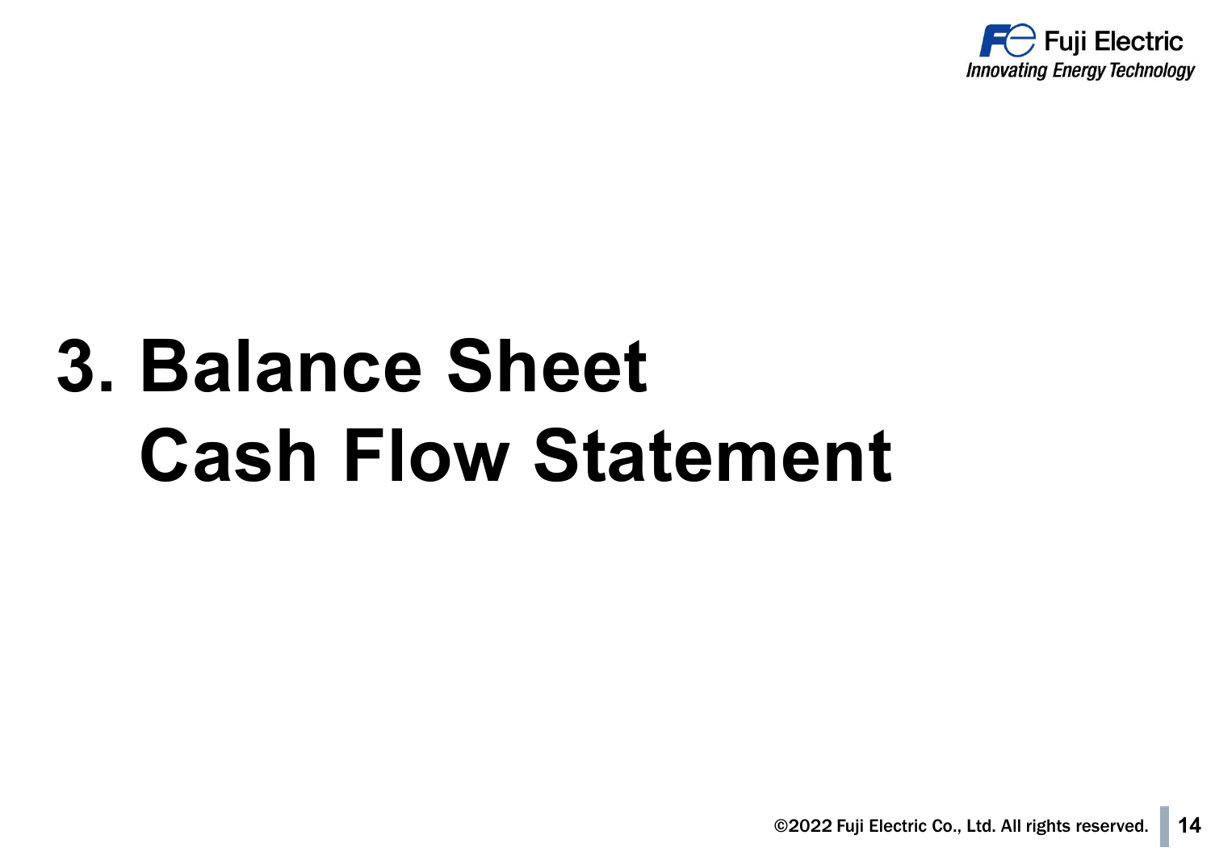# 3. Balance Sheet Cash Flow Statement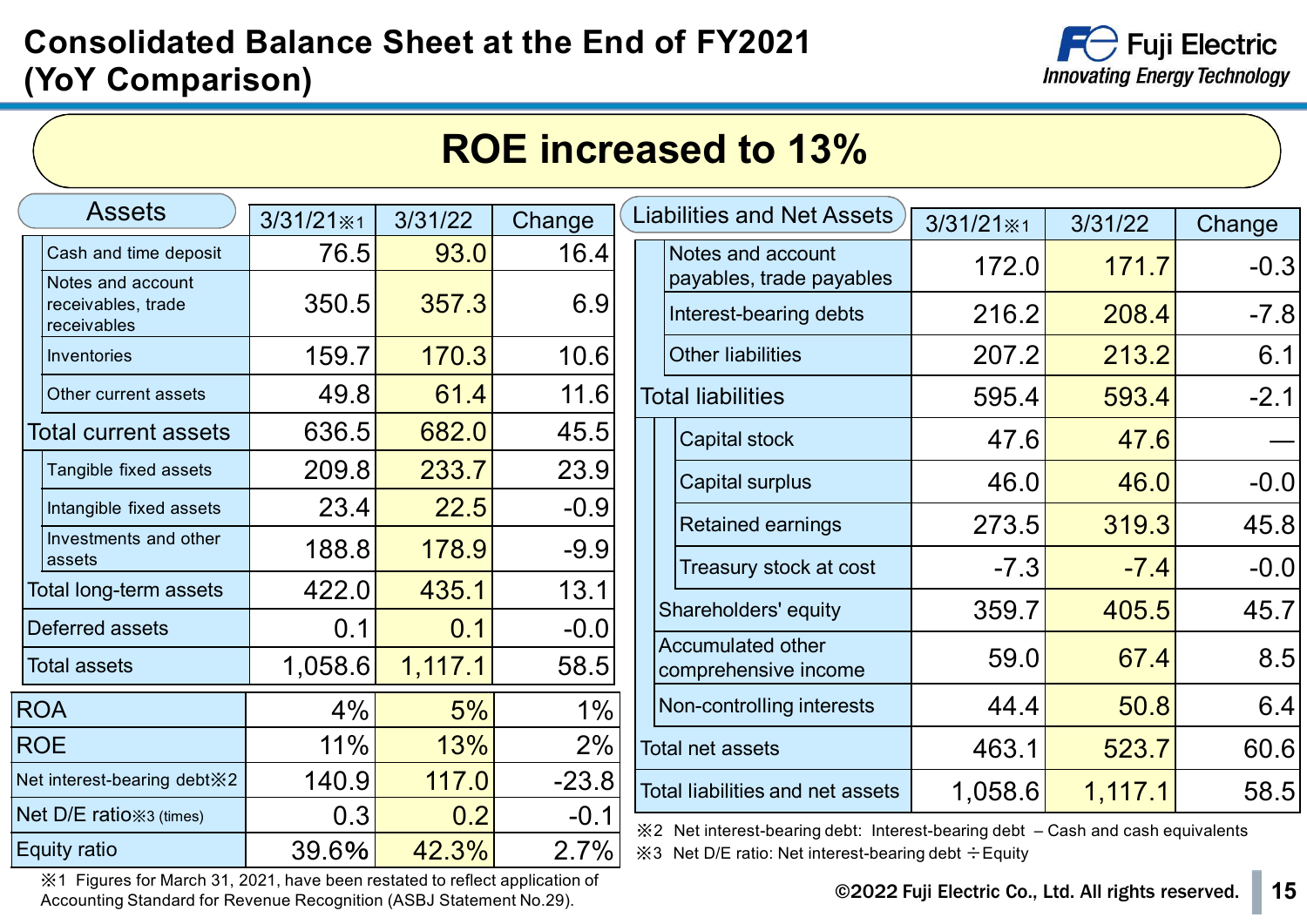# Consolidated Balance Sheet at the End of FY2021 (YoY Comparison)

## ROE increased to 13%

| Assets | 3/31/21※1 | 3/31/22 | Change |
|---|---|---|---|
| Cash and time deposit | 76.5 | 93.0 | 16.4 |
| Notes and account receivables, trade receivables | 350.5 | 357.3 | 6.9 |
| Inventories | 159.7 | 170.3 | 10.6 |
| Other current assets | 49.8 | 61.4 | 11.6 |
| Total current assets | 636.5 | 682.0 | 45.5 |
| Tangible fixed assets | 209.8 | 233.7 | 23.9 |
| Intangible fixed assets | 23.4 | 22.5 | -0.9 |
| Investments and other assets | 188.8 | 178.9 | -9.9 |
| Total long-term assets | 422.0 | 435.1 | 13.1 |
| Deferred assets | 0.1 | 0.1 | -0.0 |
| Total assets | 1,058.6 | 1,117.1 | 58.5 |

| | 3/31/21※1 | 3/31/22 | Change |
|---|---|---|---|
| ROA | 4% | 5% | 1% |
| ROE | 11% | 13% | 2% |
| Net interest-bearing debt※2 | 140.9 | 117.0 | -23.8 |
| Net D/E ratio※3 (times) | 0.3 | 0.2 | -0.1 |
| Equity ratio | 39.6% | 42.3% | 2.7% |

※1 Figures for March 31, 2021, have been restated to reflect application of Accounting Standard for Revenue Recognition (ASBJ Statement No.29).

| Liabilities and Net Assets | 3/31/21※1 | 3/31/22 | Change |
|---|---|---|---|
| Notes and account payables, trade payables | 172.0 | 171.7 | -0.3 |
| Interest-bearing debts | 216.2 | 208.4 | -7.8 |
| Other liabilities | 207.2 | 213.2 | 6.1 |
| Total liabilities | 595.4 | 593.4 | -2.1 |
| Capital stock | 47.6 | 47.6 | — |
| Capital surplus | 46.0 | 46.0 | -0.0 |
| Retained earnings | 273.5 | 319.3 | 45.8 |
| Treasury stock at cost | -7.3 | -7.4 | -0.0 |
| Shareholders' equity | 359.7 | 405.5 | 45.7 |
| Accumulated other comprehensive income | 59.0 | 67.4 | 8.5 |
| Non-controlling interests | 44.4 | 50.8 | 6.4 |
| Total net assets | 463.1 | 523.7 | 60.6 |
| Total liabilities and net assets | 1,058.6 | 1,117.1 | 58.5 |

※2 Net interest-bearing debt: Interest-bearing debt – Cash and cash equivalents

※3 Net D/E ratio: Net interest-bearing debt ÷Equity

©2022 Fuji Electric Co., Ltd. All rights reserved.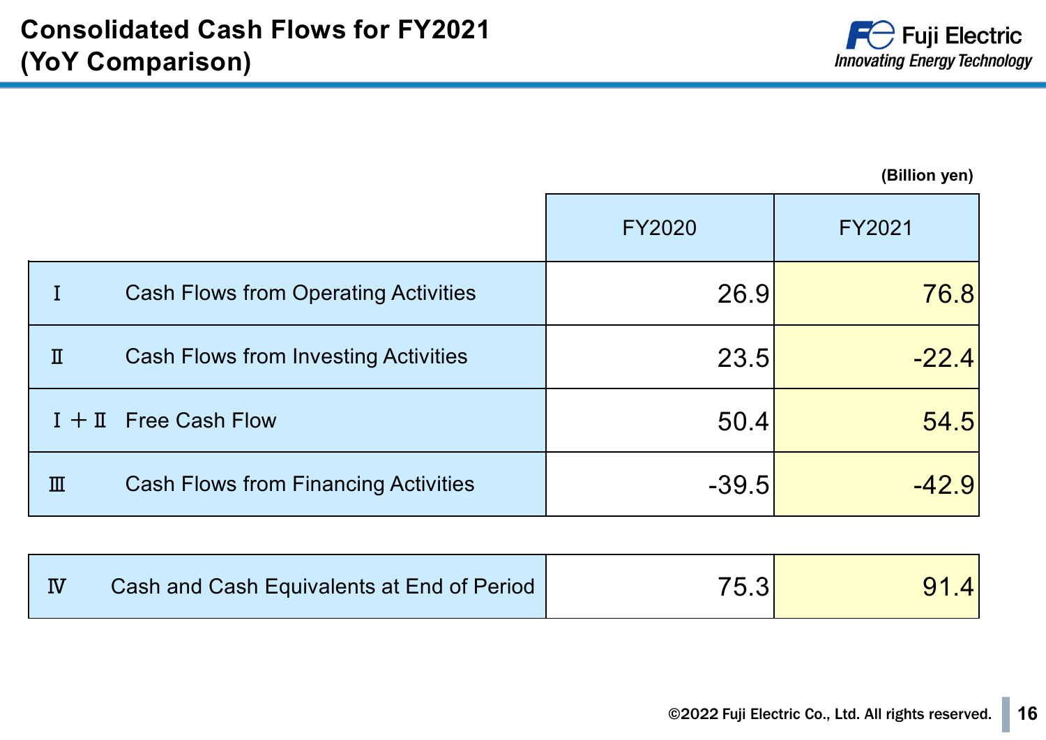# Consolidated Cash Flows for FY2021 (YoY Comparison)

(Billion yen)

| | | FY2020 | FY2021 |
|---|---|---|---|
| Ⅰ | Cash Flows from Operating Activities | 26.9 | 76.8 |
| Ⅱ | Cash Flows from Investing Activities | 23.5 | -22.4 |
| Ⅰ＋Ⅱ | Free Cash Flow | 50.4 | 54.5 |
| Ⅲ | Cash Flows from Financing Activities | -39.5 | -42.9 |
| Ⅳ | Cash and Cash Equivalents at End of Period | 75.3 | 91.4 |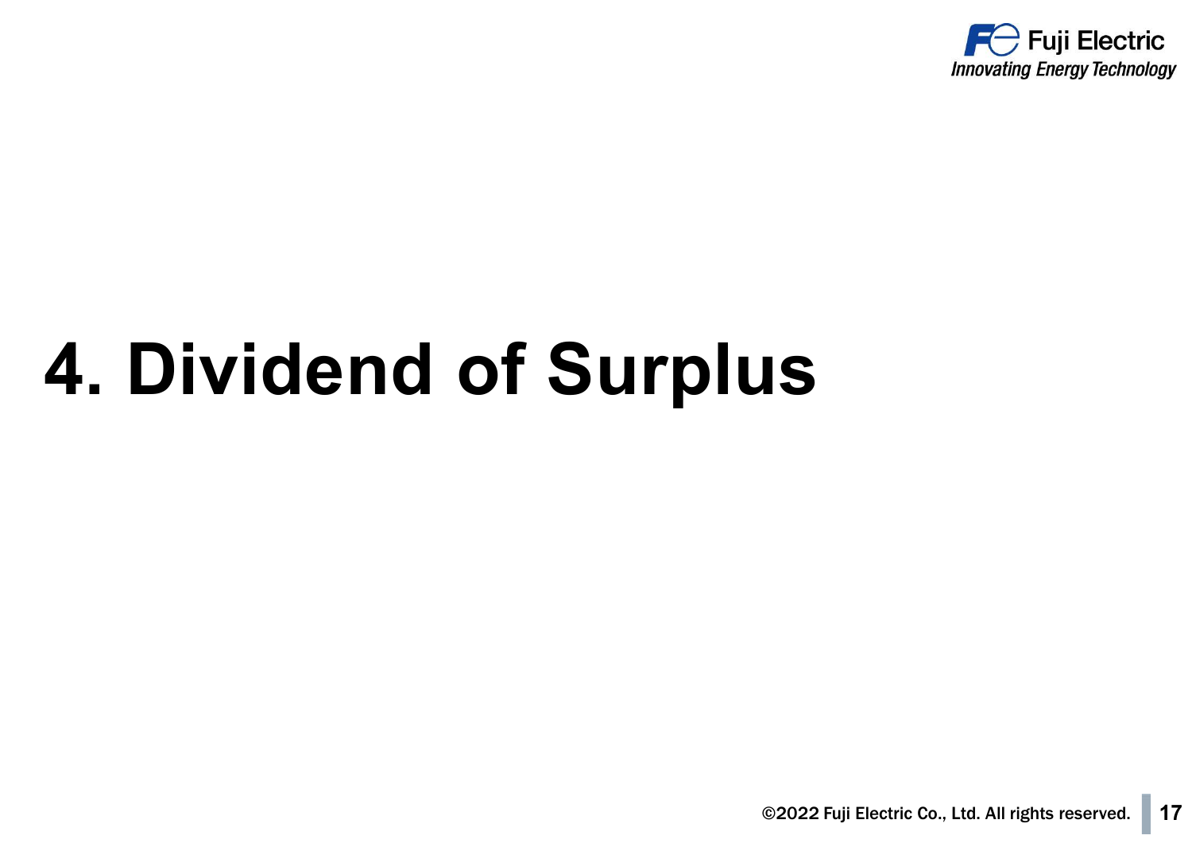# 4. Dividend of Surplus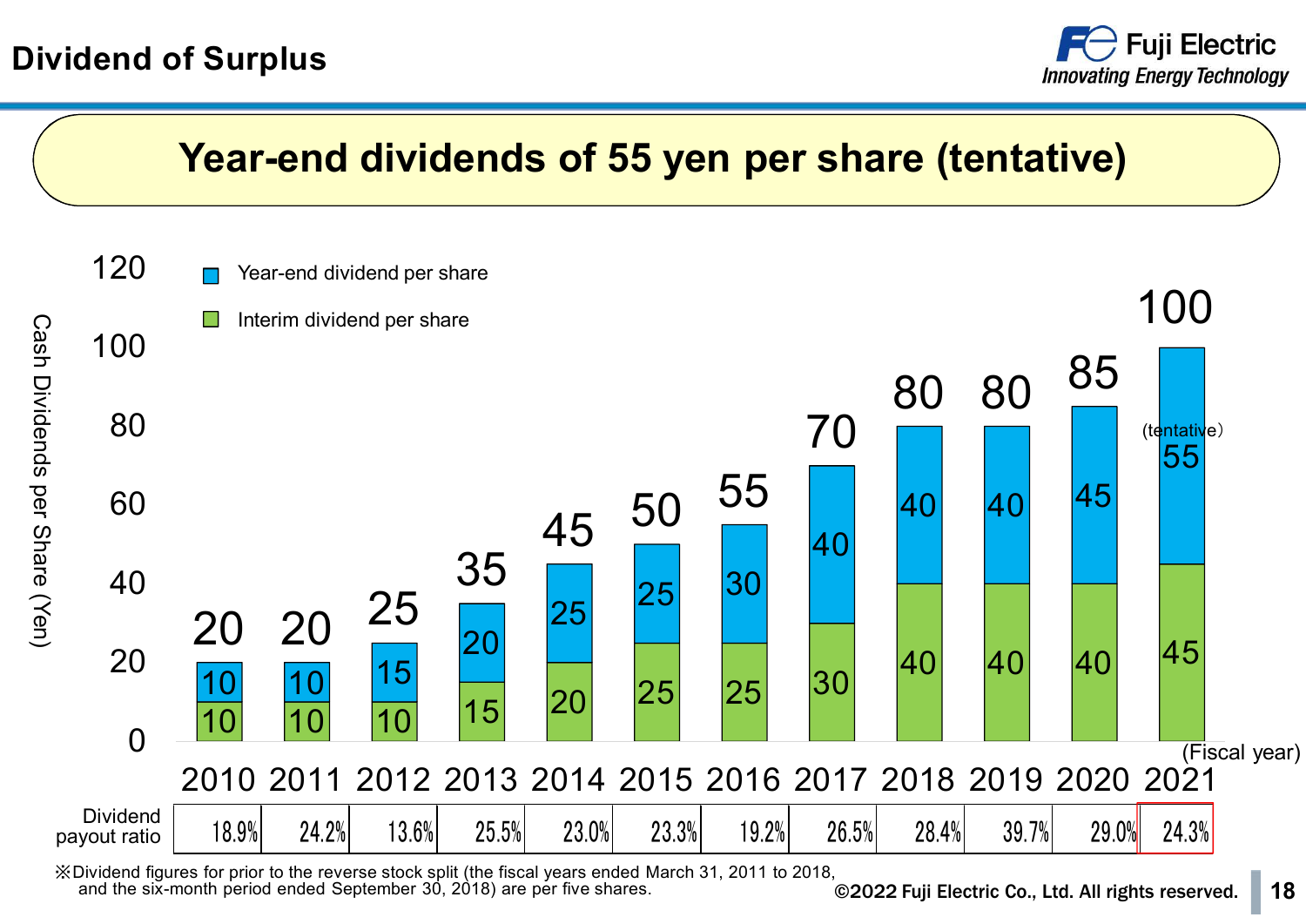# Dividend of Surplus

## Year-end dividends of 55 yen per share (tentative)

Cash Dividends per Share (Yen)

| Fiscal year | 2010 | 2011 | 2012 | 2013 | 2014 | 2015 | 2016 | 2017 | 2018 | 2019 | 2020 | 2021 |
|---|---|---|---|---|---|---|---|---|---|---|---|---|
| Year-end dividend per share | 10 | 10 | 15 | 20 | 25 | 25 | 30 | 40 | 40 | 40 | 45 | 55 (tentative) |
| Interim dividend per share | 10 | 10 | 10 | 15 | 20 | 25 | 25 | 30 | 40 | 40 | 40 | 45 |
| Total | 20 | 20 | 25 | 35 | 45 | 50 | 55 | 70 | 80 | 80 | 85 | 100 |
| Dividend payout ratio | 18.9% | 24.2% | 13.6% | 25.5% | 23.0% | 23.3% | 19.2% | 26.5% | 28.4% | 39.7% | 29.0% | 24.3% |

※Dividend figures for prior to the reverse stock split (the fiscal years ended March 31, 2011 to 2018, and the six-month period ended September 30, 2018) are per five shares.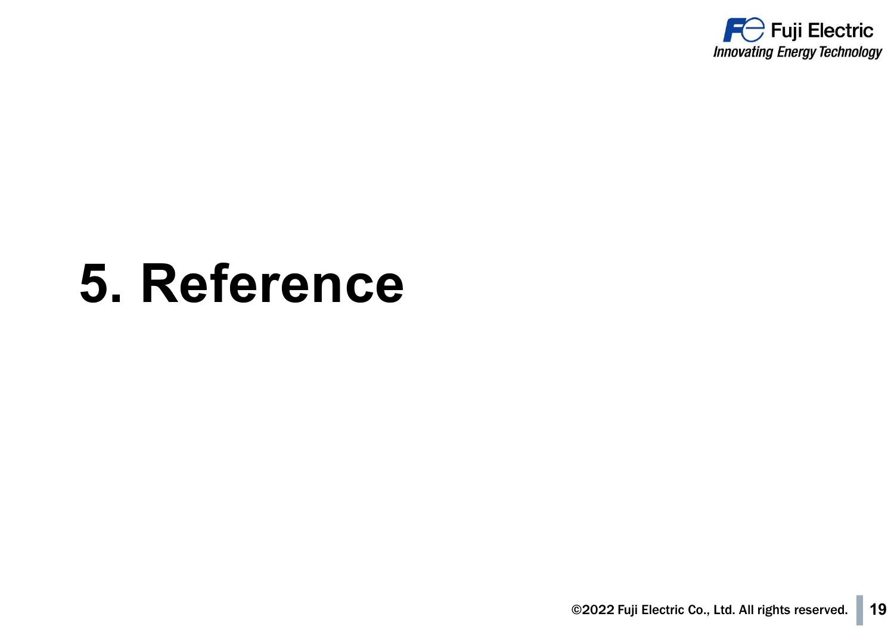# 5. Reference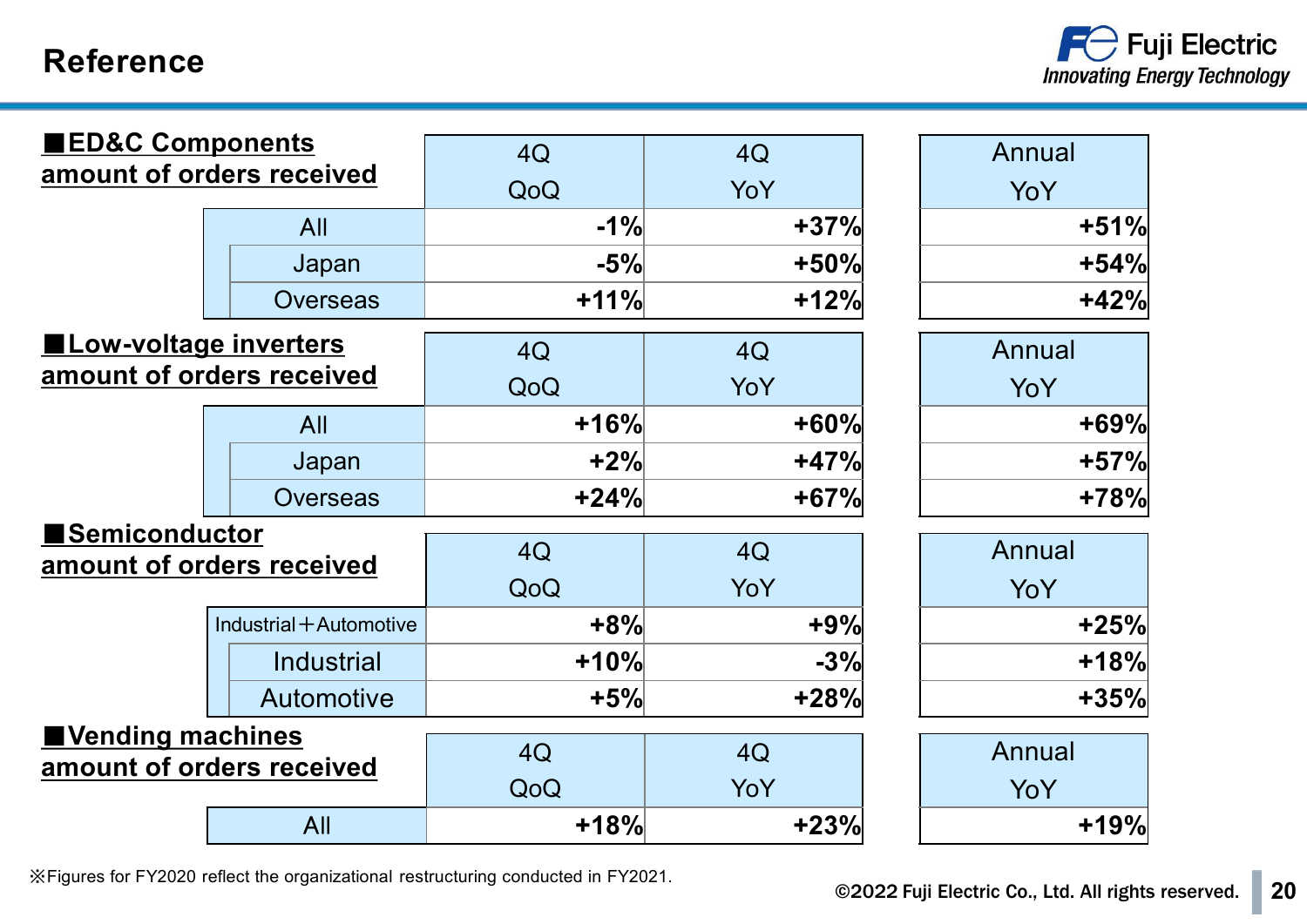# Reference

**■ED&C Components amount of orders received**

| | 4Q QoQ | 4Q YoY | Annual YoY |
|---|---|---|---|
| All | -1% | +37% | +51% |
| Japan | -5% | +50% | +54% |
| Overseas | +11% | +12% | +42% |

**■Low-voltage inverters amount of orders received**

| | 4Q QoQ | 4Q YoY | Annual YoY |
|---|---|---|---|
| All | +16% | +60% | +69% |
| Japan | +2% | +47% | +57% |
| Overseas | +24% | +67% | +78% |

**■Semiconductor amount of orders received**

| | 4Q QoQ | 4Q YoY | Annual YoY |
|---|---|---|---|
| Industrial＋Automotive | +8% | +9% | +25% |
| Industrial | +10% | -3% | +18% |
| Automotive | +5% | +28% | +35% |

**■Vending machines amount of orders received**

| | 4Q QoQ | 4Q YoY | Annual YoY |
|---|---|---|---|
| All | +18% | +23% | +19% |

※Figures for FY2020 reflect the organizational restructuring conducted in FY2021.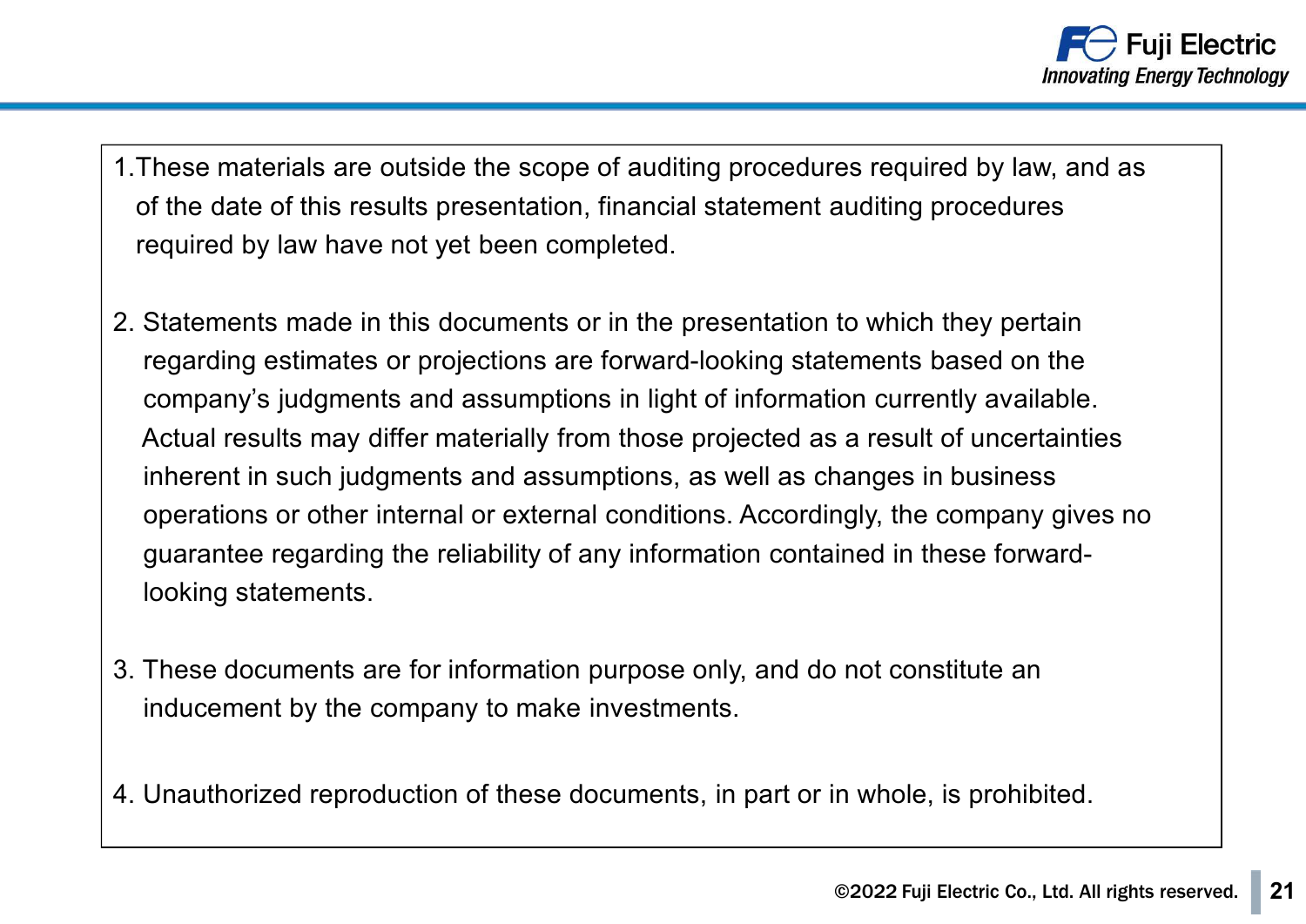1. These materials are outside the scope of auditing procedures required by law, and as of the date of this results presentation, financial statement auditing procedures required by law have not yet been completed.

2. Statements made in this documents or in the presentation to which they pertain regarding estimates or projections are forward-looking statements based on the company's judgments and assumptions in light of information currently available. Actual results may differ materially from those projected as a result of uncertainties inherent in such judgments and assumptions, as well as changes in business operations or other internal or external conditions. Accordingly, the company gives no guarantee regarding the reliability of any information contained in these forward-looking statements.

3. These documents are for information purpose only, and do not constitute an inducement by the company to make investments.

4. Unauthorized reproduction of these documents, in part or in whole, is prohibited.